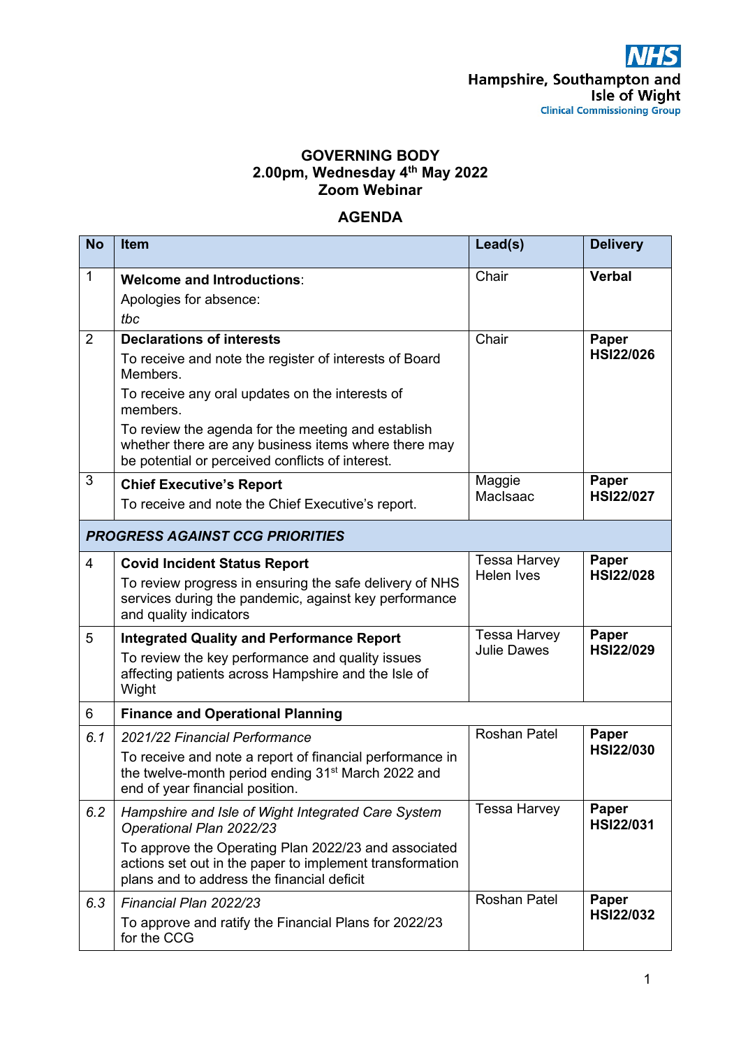NHS

Hampshire, Southampton and Isle of Wight

Clinical Commissioning Group

**GOVERNING BODY**
**2.00pm, Wednesday 4th May 2022**
**Zoom Webinar**

## AGENDA

| No | Item | Lead(s) | Delivery |
|---|---|---|---|
| 1 | **Welcome and Introductions**: Apologies for absence: *tbc* | Chair | **Verbal** |
| 2 | **Declarations of interests** To receive and note the register of interests of Board Members. To receive any oral updates on the interests of members. To review the agenda for the meeting and establish whether there are any business items where there may be potential or perceived conflicts of interest. | Chair | **Paper HSI22/026** |
| 3 | **Chief Executive's Report** To receive and note the Chief Executive's report. | Maggie MacIsaac | **Paper HSI22/027** |
| ***PROGRESS AGAINST CCG PRIORITIES*** | | | |
| 4 | **Covid Incident Status Report** To review progress in ensuring the safe delivery of NHS services during the pandemic, against key performance and quality indicators | Tessa Harvey Helen Ives | **Paper HSI22/028** |
| 5 | **Integrated Quality and Performance Report** To review the key performance and quality issues affecting patients across Hampshire and the Isle of Wight | Tessa Harvey Julie Dawes | **Paper HSI22/029** |
| 6 | **Finance and Operational Planning** | | |
| *6.1* | *2021/22 Financial Performance* To receive and note a report of financial performance in the twelve-month period ending 31st March 2022 and end of year financial position. | Roshan Patel | **Paper HSI22/030** |
| *6.2* | *Hampshire and Isle of Wight Integrated Care System Operational Plan 2022/23* To approve the Operating Plan 2022/23 and associated actions set out in the paper to implement transformation plans and to address the financial deficit | Tessa Harvey | **Paper HSI22/031** |
| *6.3* | *Financial Plan 2022/23* To approve and ratify the Financial Plans for 2022/23 for the CCG | Roshan Patel | **Paper HSI22/032** |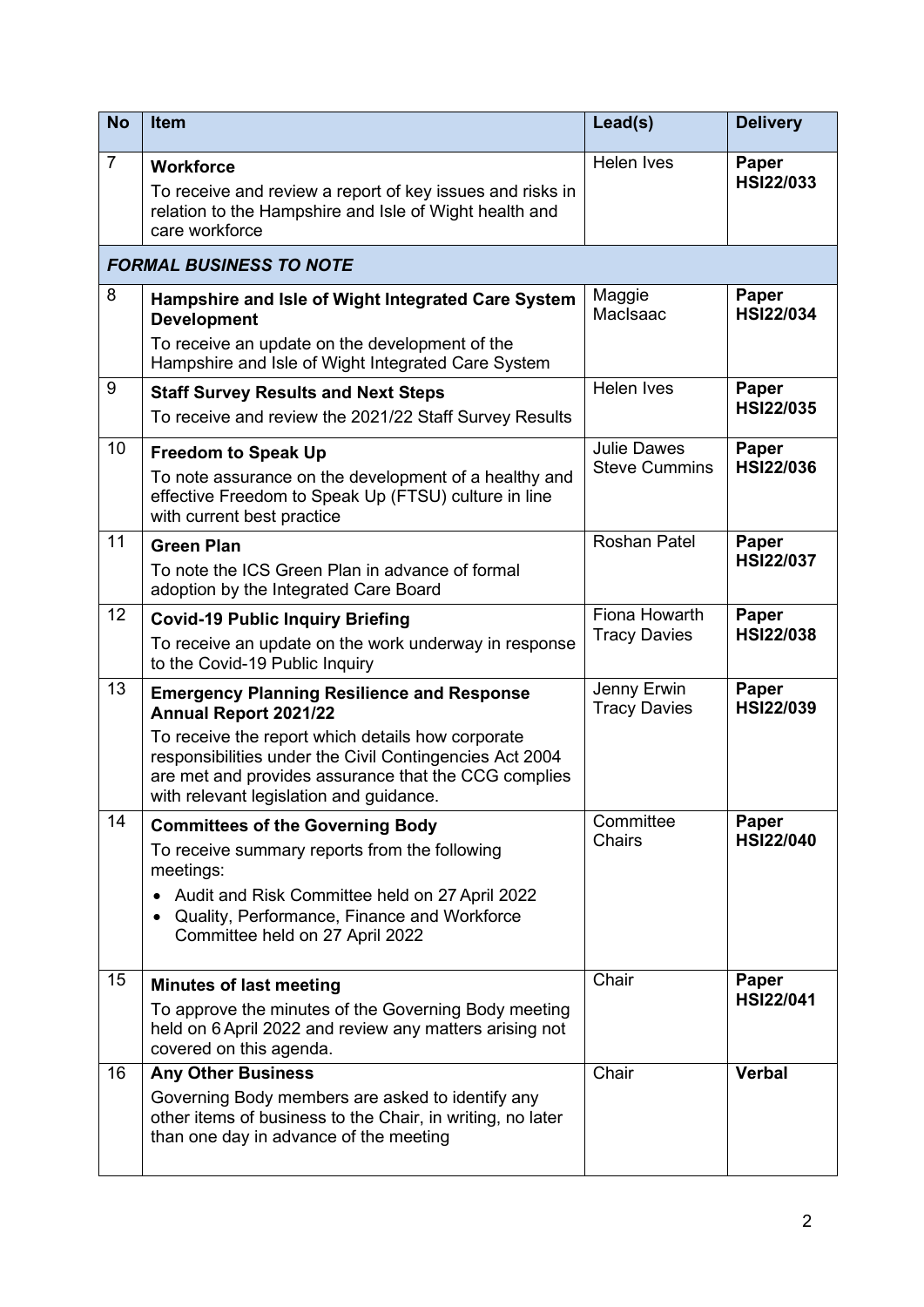| No | Item | Lead(s) | Delivery |
|---|---|---|---|
| 7 | **Workforce**<br>To receive and review a report of key issues and risks in relation to the Hampshire and Isle of Wight health and care workforce | Helen Ives | **Paper HSI22/033** |
| ***FORMAL BUSINESS TO NOTE*** | | | |
| 8 | **Hampshire and Isle of Wight Integrated Care System Development**<br>To receive an update on the development of the Hampshire and Isle of Wight Integrated Care System | Maggie MacIsaac | **Paper HSI22/034** |
| 9 | **Staff Survey Results and Next Steps**<br>To receive and review the 2021/22 Staff Survey Results | Helen Ives | **Paper HSI22/035** |
| 10 | **Freedom to Speak Up**<br>To note assurance on the development of a healthy and effective Freedom to Speak Up (FTSU) culture in line with current best practice | Julie Dawes<br>Steve Cummins | **Paper HSI22/036** |
| 11 | **Green Plan**<br>To note the ICS Green Plan in advance of formal adoption by the Integrated Care Board | Roshan Patel | **Paper HSI22/037** |
| 12 | **Covid-19 Public Inquiry Briefing**<br>To receive an update on the work underway in response to the Covid-19 Public Inquiry | Fiona Howarth<br>Tracy Davies | **Paper HSI22/038** |
| 13 | **Emergency Planning Resilience and Response Annual Report 2021/22**<br>To receive the report which details how corporate responsibilities under the Civil Contingencies Act 2004 are met and provides assurance that the CCG complies with relevant legislation and guidance. | Jenny Erwin<br>Tracy Davies | **Paper HSI22/039** |
| 14 | **Committees of the Governing Body**<br>To receive summary reports from the following meetings:<br>• Audit and Risk Committee held on 27 April 2022<br>• Quality, Performance, Finance and Workforce Committee held on 27 April 2022 | Committee Chairs | **Paper HSI22/040** |
| 15 | **Minutes of last meeting**<br>To approve the minutes of the Governing Body meeting held on 6 April 2022 and review any matters arising not covered on this agenda. | Chair | **Paper HSI22/041** |
| 16 | **Any Other Business**<br>Governing Body members are asked to identify any other items of business to the Chair, in writing, no later than one day in advance of the meeting | Chair | **Verbal** |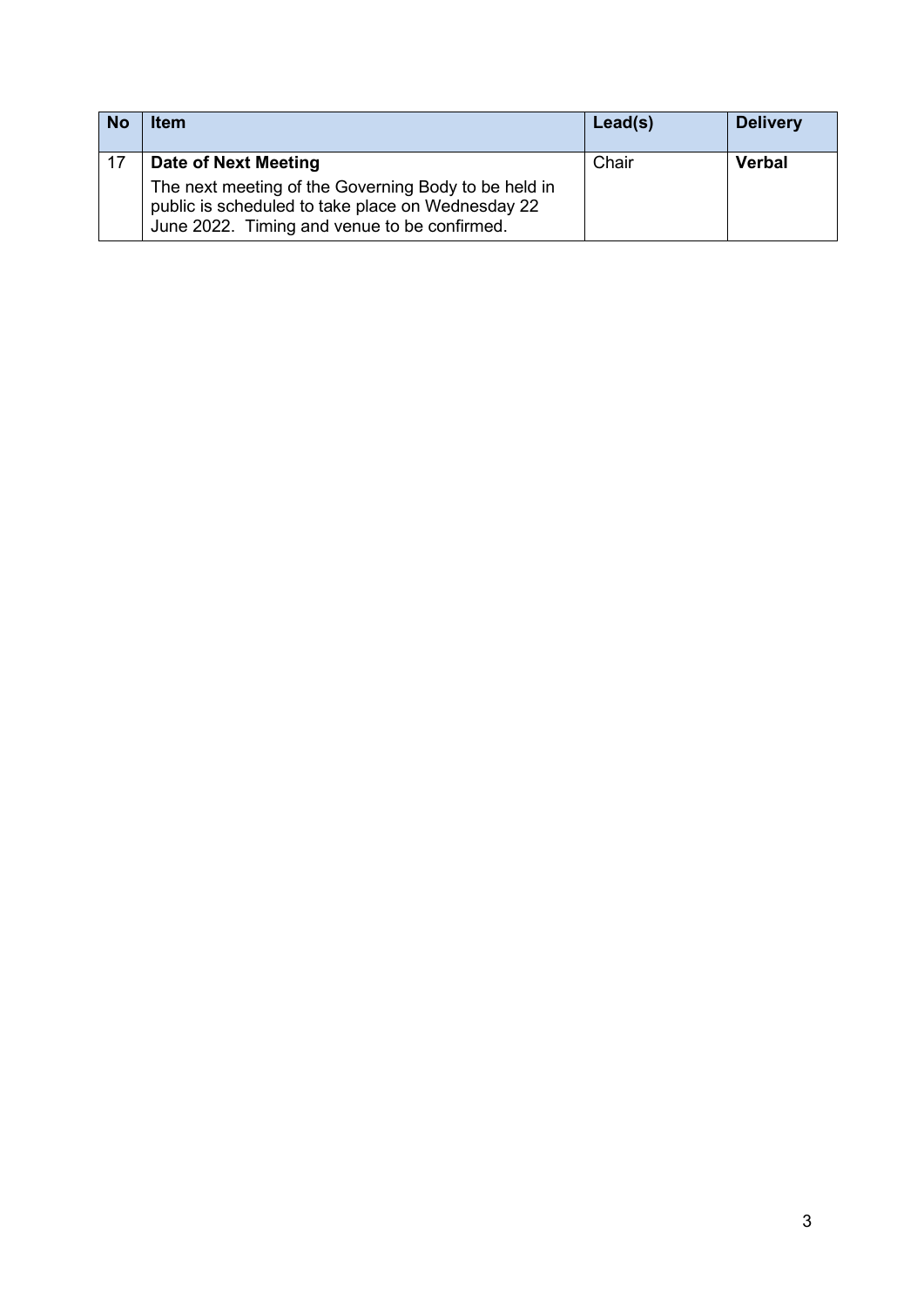| No | Item | Lead(s) | Delivery |
|---|---|---|---|
| 17 | **Date of Next Meeting**<br>The next meeting of the Governing Body to be held in public is scheduled to take place on Wednesday 22 June 2022. Timing and venue to be confirmed. | Chair | **Verbal** |